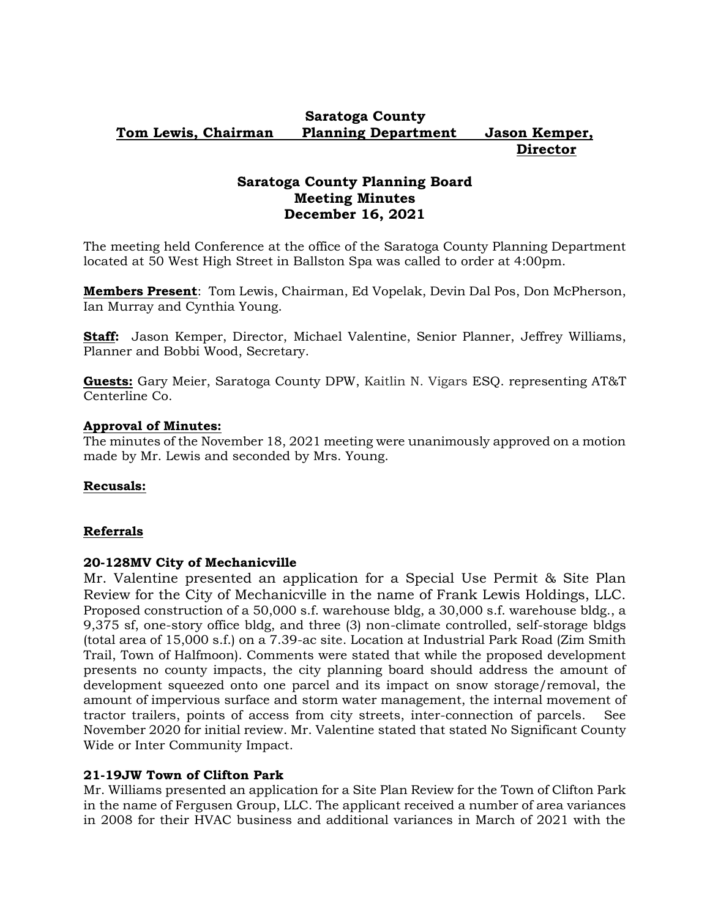**Saratoga County**
**Tom Lewis, Chairman** **Planning Department** **Jason Kemper, Director**

# Saratoga County Planning Board Meeting Minutes December 16, 2021

The meeting held Conference at the office of the Saratoga County Planning Department located at 50 West High Street in Ballston Spa was called to order at 4:00pm.

**Members Present**: Tom Lewis, Chairman, Ed Vopelak, Devin Dal Pos, Don McPherson, Ian Murray and Cynthia Young.

**Staff:** Jason Kemper, Director, Michael Valentine, Senior Planner, Jeffrey Williams, Planner and Bobbi Wood, Secretary.

**Guests:** Gary Meier, Saratoga County DPW, Kaitlin N. Vigars ESQ. representing AT&T Centerline Co.

**Approval of Minutes:**
The minutes of the November 18, 2021 meeting were unanimously approved on a motion made by Mr. Lewis and seconded by Mrs. Young.

**Recusals:**

**Referrals**

**20-128MV City of Mechanicville**
Mr. Valentine presented an application for a Special Use Permit & Site Plan Review for the City of Mechanicville in the name of Frank Lewis Holdings, LLC. Proposed construction of a 50,000 s.f. warehouse bldg, a 30,000 s.f. warehouse bldg., a 9,375 sf, one-story office bldg, and three (3) non-climate controlled, self-storage bldgs (total area of 15,000 s.f.) on a 7.39-ac site. Location at Industrial Park Road (Zim Smith Trail, Town of Halfmoon). Comments were stated that while the proposed development presents no county impacts, the city planning board should address the amount of development squeezed onto one parcel and its impact on snow storage/removal, the amount of impervious surface and storm water management, the internal movement of tractor trailers, points of access from city streets, inter-connection of parcels. See November 2020 for initial review. Mr. Valentine stated that stated No Significant County Wide or Inter Community Impact.

**21-19JW Town of Clifton Park**
Mr. Williams presented an application for a Site Plan Review for the Town of Clifton Park in the name of Fergusen Group, LLC. The applicant received a number of area variances in 2008 for their HVAC business and additional variances in March of 2021 with the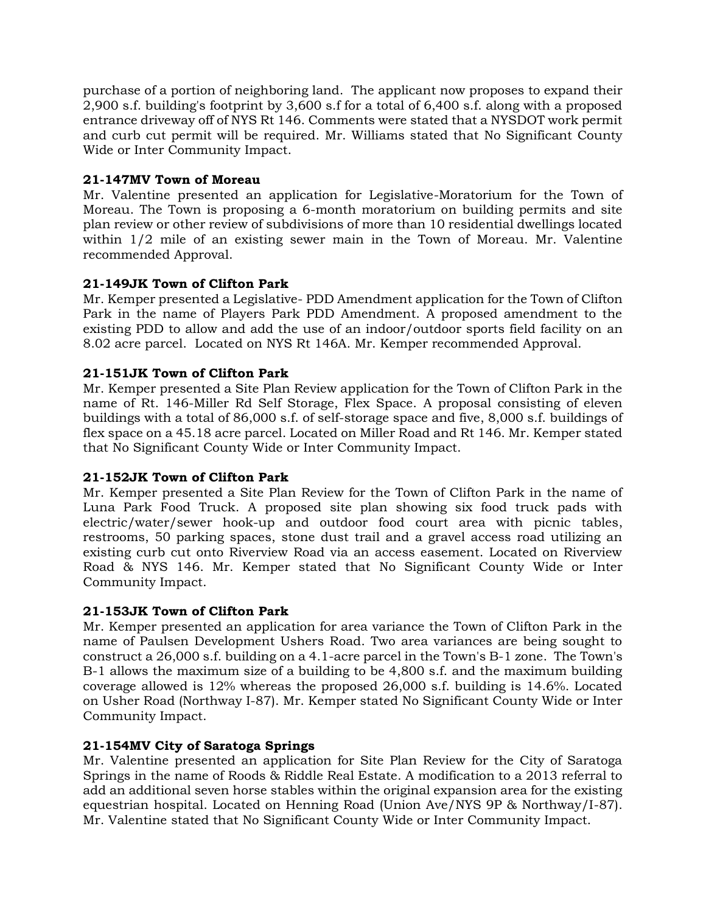purchase of a portion of neighboring land. The applicant now proposes to expand their 2,900 s.f. building's footprint by 3,600 s.f for a total of 6,400 s.f. along with a proposed entrance driveway off of NYS Rt 146. Comments were stated that a NYSDOT work permit and curb cut permit will be required. Mr. Williams stated that No Significant County Wide or Inter Community Impact.

**21-147MV Town of Moreau**
Mr. Valentine presented an application for Legislative-Moratorium for the Town of Moreau. The Town is proposing a 6-month moratorium on building permits and site plan review or other review of subdivisions of more than 10 residential dwellings located within 1/2 mile of an existing sewer main in the Town of Moreau. Mr. Valentine recommended Approval.

**21-149JK Town of Clifton Park**
Mr. Kemper presented a Legislative- PDD Amendment application for the Town of Clifton Park in the name of Players Park PDD Amendment. A proposed amendment to the existing PDD to allow and add the use of an indoor/outdoor sports field facility on an 8.02 acre parcel. Located on NYS Rt 146A. Mr. Kemper recommended Approval.

**21-151JK Town of Clifton Park**
Mr. Kemper presented a Site Plan Review application for the Town of Clifton Park in the name of Rt. 146-Miller Rd Self Storage, Flex Space. A proposal consisting of eleven buildings with a total of 86,000 s.f. of self-storage space and five, 8,000 s.f. buildings of flex space on a 45.18 acre parcel. Located on Miller Road and Rt 146. Mr. Kemper stated that No Significant County Wide or Inter Community Impact.

**21-152JK Town of Clifton Park**
Mr. Kemper presented a Site Plan Review for the Town of Clifton Park in the name of Luna Park Food Truck. A proposed site plan showing six food truck pads with electric/water/sewer hook-up and outdoor food court area with picnic tables, restrooms, 50 parking spaces, stone dust trail and a gravel access road utilizing an existing curb cut onto Riverview Road via an access easement. Located on Riverview Road & NYS 146. Mr. Kemper stated that No Significant County Wide or Inter Community Impact.

**21-153JK Town of Clifton Park**
Mr. Kemper presented an application for area variance the Town of Clifton Park in the name of Paulsen Development Ushers Road. Two area variances are being sought to construct a 26,000 s.f. building on a 4.1-acre parcel in the Town's B-1 zone. The Town's B-1 allows the maximum size of a building to be 4,800 s.f. and the maximum building coverage allowed is 12% whereas the proposed 26,000 s.f. building is 14.6%. Located on Usher Road (Northway I-87). Mr. Kemper stated No Significant County Wide or Inter Community Impact.

**21-154MV City of Saratoga Springs**
Mr. Valentine presented an application for Site Plan Review for the City of Saratoga Springs in the name of Roods & Riddle Real Estate. A modification to a 2013 referral to add an additional seven horse stables within the original expansion area for the existing equestrian hospital. Located on Henning Road (Union Ave/NYS 9P & Northway/I-87). Mr. Valentine stated that No Significant County Wide or Inter Community Impact.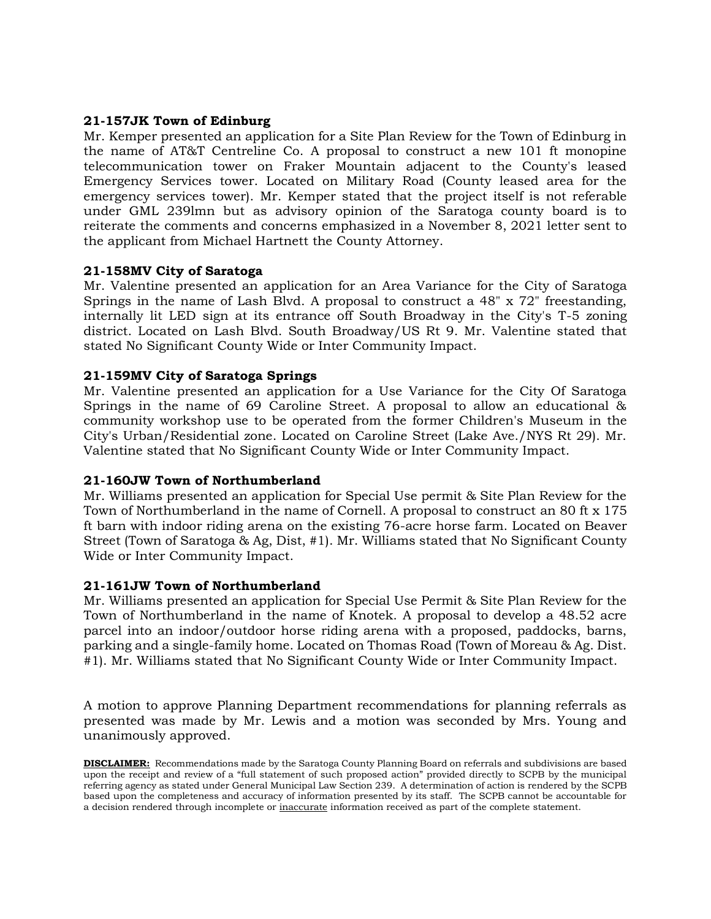**21-157JK Town of Edinburg**

Mr. Kemper presented an application for a Site Plan Review for the Town of Edinburg in the name of AT&T Centreline Co. A proposal to construct a new 101 ft monopine telecommunication tower on Fraker Mountain adjacent to the County's leased Emergency Services tower. Located on Military Road (County leased area for the emergency services tower). Mr. Kemper stated that the project itself is not referable under GML 239lmn but as advisory opinion of the Saratoga county board is to reiterate the comments and concerns emphasized in a November 8, 2021 letter sent to the applicant from Michael Hartnett the County Attorney.

**21-158MV City of Saratoga**

Mr. Valentine presented an application for an Area Variance for the City of Saratoga Springs in the name of Lash Blvd. A proposal to construct a 48" x 72" freestanding, internally lit LED sign at its entrance off South Broadway in the City's T-5 zoning district. Located on Lash Blvd. South Broadway/US Rt 9. Mr. Valentine stated that stated No Significant County Wide or Inter Community Impact.

**21-159MV City of Saratoga Springs**

Mr. Valentine presented an application for a Use Variance for the City Of Saratoga Springs in the name of 69 Caroline Street. A proposal to allow an educational & community workshop use to be operated from the former Children's Museum in the City's Urban/Residential zone. Located on Caroline Street (Lake Ave./NYS Rt 29). Mr. Valentine stated that No Significant County Wide or Inter Community Impact.

**21-160JW Town of Northumberland**

Mr. Williams presented an application for Special Use permit & Site Plan Review for the Town of Northumberland in the name of Cornell. A proposal to construct an 80 ft x 175 ft barn with indoor riding arena on the existing 76-acre horse farm. Located on Beaver Street (Town of Saratoga & Ag, Dist, #1). Mr. Williams stated that No Significant County Wide or Inter Community Impact.

**21-161JW Town of Northumberland**

Mr. Williams presented an application for Special Use Permit & Site Plan Review for the Town of Northumberland in the name of Knotek. A proposal to develop a 48.52 acre parcel into an indoor/outdoor horse riding arena with a proposed, paddocks, barns, parking and a single-family home. Located on Thomas Road (Town of Moreau & Ag. Dist. #1). Mr. Williams stated that No Significant County Wide or Inter Community Impact.

A motion to approve Planning Department recommendations for planning referrals as presented was made by Mr. Lewis and a motion was seconded by Mrs. Young and unanimously approved.

**DISCLAIMER:** Recommendations made by the Saratoga County Planning Board on referrals and subdivisions are based upon the receipt and review of a "full statement of such proposed action" provided directly to SCPB by the municipal referring agency as stated under General Municipal Law Section 239. A determination of action is rendered by the SCPB based upon the completeness and accuracy of information presented by its staff. The SCPB cannot be accountable for a decision rendered through incomplete or inaccurate information received as part of the complete statement.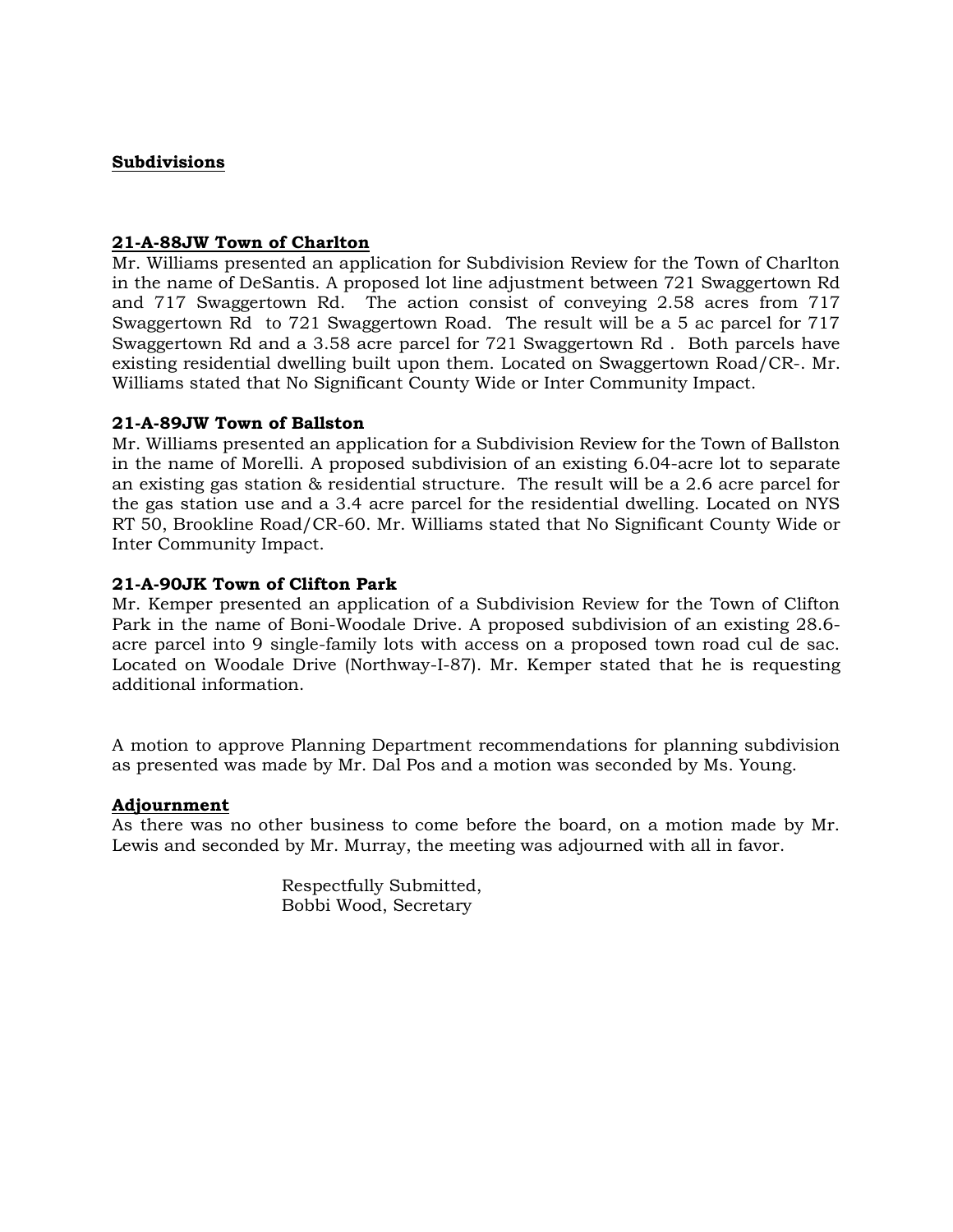**Subdivisions**

**21-A-88JW Town of Charlton**

Mr. Williams presented an application for Subdivision Review for the Town of Charlton in the name of DeSantis. A proposed lot line adjustment between 721 Swaggertown Rd and 717 Swaggertown Rd. The action consist of conveying 2.58 acres from 717 Swaggertown Rd to 721 Swaggertown Road. The result will be a 5 ac parcel for 717 Swaggertown Rd and a 3.58 acre parcel for 721 Swaggertown Rd . Both parcels have existing residential dwelling built upon them. Located on Swaggertown Road/CR-. Mr. Williams stated that No Significant County Wide or Inter Community Impact.

**21-A-89JW Town of Ballston**

Mr. Williams presented an application for a Subdivision Review for the Town of Ballston in the name of Morelli. A proposed subdivision of an existing 6.04-acre lot to separate an existing gas station & residential structure. The result will be a 2.6 acre parcel for the gas station use and a 3.4 acre parcel for the residential dwelling. Located on NYS RT 50, Brookline Road/CR-60. Mr. Williams stated that No Significant County Wide or Inter Community Impact.

**21-A-90JK Town of Clifton Park**

Mr. Kemper presented an application of a Subdivision Review for the Town of Clifton Park in the name of Boni-Woodale Drive. A proposed subdivision of an existing 28.6-acre parcel into 9 single-family lots with access on a proposed town road cul de sac. Located on Woodale Drive (Northway-I-87). Mr. Kemper stated that he is requesting additional information.

A motion to approve Planning Department recommendations for planning subdivision as presented was made by Mr. Dal Pos and a motion was seconded by Ms. Young.

**Adjournment**

As there was no other business to come before the board, on a motion made by Mr. Lewis and seconded by Mr. Murray, the meeting was adjourned with all in favor.

Respectfully Submitted,
Bobbi Wood, Secretary